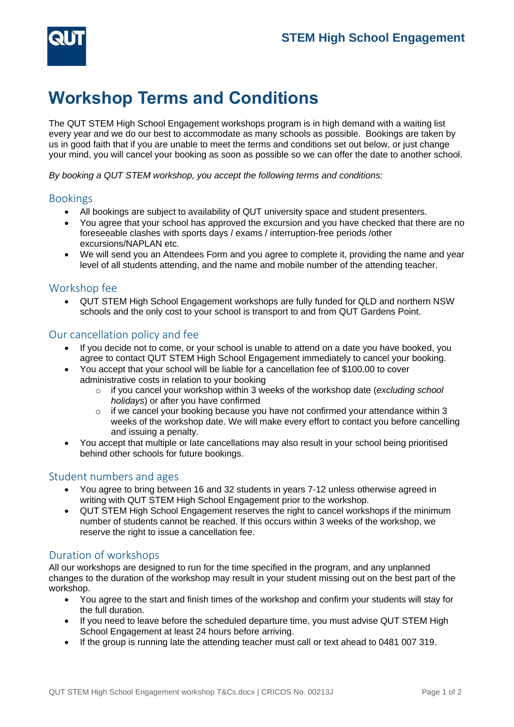STEM High School Engagement

# Workshop Terms and Conditions

The QUT STEM High School Engagement workshops program is in high demand with a waiting list every year and we do our best to accommodate as many schools as possible. Bookings are taken by us in good faith that if you are unable to meet the terms and conditions set out below, or just change your mind, you will cancel your booking as soon as possible so we can offer the date to another school.

*By booking a QUT STEM workshop, you accept the following terms and conditions:*

## Bookings

- All bookings are subject to availability of QUT university space and student presenters.
- You agree that your school has approved the excursion and you have checked that there are no foreseeable clashes with sports days / exams / interruption-free periods /other excursions/NAPLAN etc.
- We will send you an Attendees Form and you agree to complete it, providing the name and year level of all students attending, and the name and mobile number of the attending teacher.

## Workshop fee

- QUT STEM High School Engagement workshops are fully funded for QLD and northern NSW schools and the only cost to your school is transport to and from QUT Gardens Point.

## Our cancellation policy and fee

- If you decide not to come, or your school is unable to attend on a date you have booked, you agree to contact QUT STEM High School Engagement immediately to cancel your booking.
- You accept that your school will be liable for a cancellation fee of $100.00 to cover administrative costs in relation to your booking
  - if you cancel your workshop within 3 weeks of the workshop date (*excluding school holidays*) or after you have confirmed
  - if we cancel your booking because you have not confirmed your attendance within 3 weeks of the workshop date. We will make every effort to contact you before cancelling and issuing a penalty.
- You accept that multiple or late cancellations may also result in your school being prioritised behind other schools for future bookings.

## Student numbers and ages

- You agree to bring between 16 and 32 students in years 7-12 unless otherwise agreed in writing with QUT STEM High School Engagement prior to the workshop.
- QUT STEM High School Engagement reserves the right to cancel workshops if the minimum number of students cannot be reached. If this occurs within 3 weeks of the workshop, we reserve the right to issue a cancellation fee.

## Duration of workshops

All our workshops are designed to run for the time specified in the program, and any unplanned changes to the duration of the workshop may result in your student missing out on the best part of the workshop.

- You agree to the start and finish times of the workshop and confirm your students will stay for the full duration.
- If you need to leave before the scheduled departure time, you must advise QUT STEM High School Engagement at least 24 hours before arriving.
- If the group is running late the attending teacher must call or text ahead to 0481 007 319.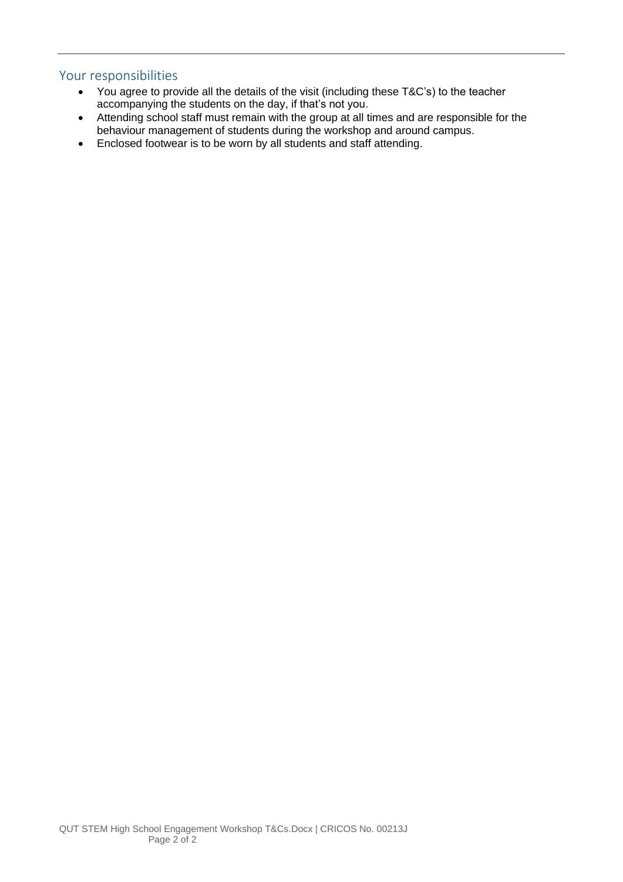## Your responsibilities

- You agree to provide all the details of the visit (including these T&C's) to the teacher accompanying the students on the day, if that's not you.
- Attending school staff must remain with the group at all times and are responsible for the behaviour management of students during the workshop and around campus.
- Enclosed footwear is to be worn by all students and staff attending.